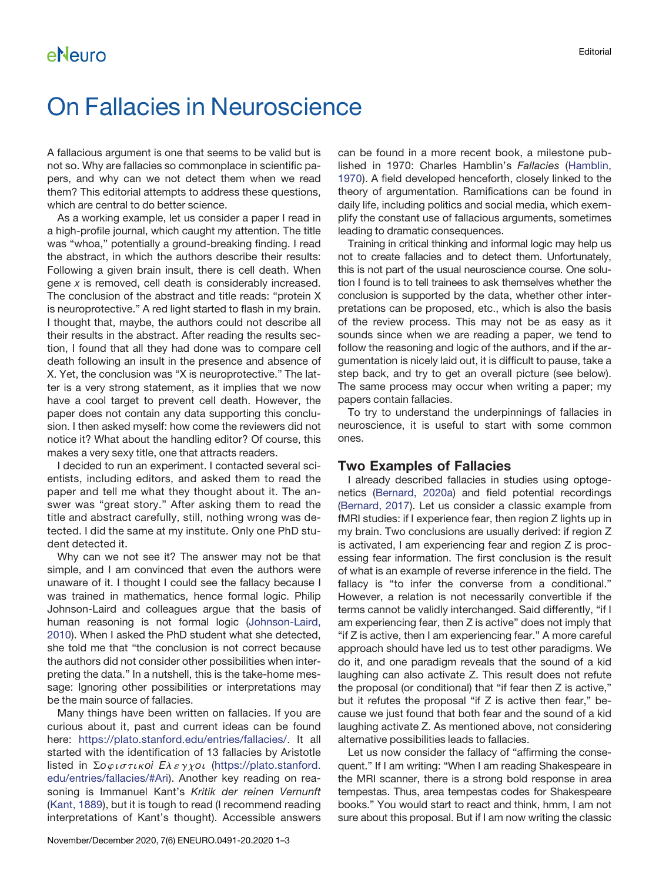# On Fallacies in Neuroscience

A fallacious argument is one that seems to be valid but is not so. Why are fallacies so commonplace in scientific papers, and why can we not detect them when we read them? This editorial attempts to address these questions, which are central to do better science.

As a working example, let us consider a paper I read in a high-profile journal, which caught my attention. The title was "whoa," potentially a ground-breaking finding. I read the abstract, in which the authors describe their results: Following a given brain insult, there is cell death. When gene *x* is removed, cell death is considerably increased. The conclusion of the abstract and title reads: "protein X is neuroprotective." A red light started to flash in my brain. I thought that, maybe, the authors could not describe all their results in the abstract. After reading the results section, I found that all they had done was to compare cell death following an insult in the presence and absence of X. Yet, the conclusion was "X is neuroprotective." The latter is a very strong statement, as it implies that we now have a cool target to prevent cell death. However, the paper does not contain any data supporting this conclusion. I then asked myself: how come the reviewers did not notice it? What about the handling editor? Of course, this makes a very sexy title, one that attracts readers.

I decided to run an experiment. I contacted several scientists, including editors, and asked them to read the paper and tell me what they thought about it. The answer was "great story." After asking them to read the title and abstract carefully, still, nothing wrong was detected. I did the same at my institute. Only one PhD student detected it.

Why can we not see it? The answer may not be that simple, and I am convinced that even the authors were unaware of it. I thought I could see the fallacy because I was trained in mathematics, hence formal logic. Philip Johnson-Laird and colleagues argue that the basis of human reasoning is not formal logic (Johnson-Laird, 2010). When I asked the PhD student what she detected, she told me that "the conclusion is not correct because the authors did not consider other possibilities when interpreting the data." In a nutshell, this is the take-home message: Ignoring other possibilities or interpretations may be the main source of fallacies.

Many things have been written on fallacies. If you are curious about it, past and current ideas can be found here: https://plato.stanford.edu/entries/fallacies/. It all started with the identification of 13 fallacies by Aristotle listed in Σοφιστικοὶ Ἔλεγχοι (https://plato.stanford.edu/entries/fallacies/#Ari). Another key reading on reasoning is Immanuel Kant's *Kritik der reinen Vernunft* (Kant, 1889), but it is tough to read (I recommend reading interpretations of Kant's thought). Accessible answers can be found in a more recent book, a milestone published in 1970: Charles Hamblin's *Fallacies* (Hamblin, 1970). A field developed henceforth, closely linked to the theory of argumentation. Ramifications can be found in daily life, including politics and social media, which exemplify the constant use of fallacious arguments, sometimes leading to dramatic consequences.

Training in critical thinking and informal logic may help us not to create fallacies and to detect them. Unfortunately, this is not part of the usual neuroscience course. One solution I found is to tell trainees to ask themselves whether the conclusion is supported by the data, whether other interpretations can be proposed, etc., which is also the basis of the review process. This may not be as easy as it sounds since when we are reading a paper, we tend to follow the reasoning and logic of the authors, and if the argumentation is nicely laid out, it is difficult to pause, take a step back, and try to get an overall picture (see below). The same process may occur when writing a paper; my papers contain fallacies.

To try to understand the underpinnings of fallacies in neuroscience, it is useful to start with some common ones.

## Two Examples of Fallacies

I already described fallacies in studies using optogenetics (Bernard, 2020a) and field potential recordings (Bernard, 2017). Let us consider a classic example from fMRI studies: if I experience fear, then region Z lights up in my brain. Two conclusions are usually derived: if region Z is activated, I am experiencing fear and region Z is processing fear information. The first conclusion is the result of what is an example of reverse inference in the field. The fallacy is "to infer the converse from a conditional." However, a relation is not necessarily convertible if the terms cannot be validly interchanged. Said differently, "if I am experiencing fear, then Z is active" does not imply that "if Z is active, then I am experiencing fear." A more careful approach should have led us to test other paradigms. We do it, and one paradigm reveals that the sound of a kid laughing can also activate Z. This result does not refute the proposal (or conditional) that "if fear then Z is active," but it refutes the proposal "if Z is active then fear," because we just found that both fear and the sound of a kid laughing activate Z. As mentioned above, not considering alternative possibilities leads to fallacies.

Let us now consider the fallacy of "affirming the consequent." If I am writing: "When I am reading Shakespeare in the MRI scanner, there is a strong bold response in area tempestas. Thus, area tempestas codes for Shakespeare books." You would start to react and think, hmm, I am not sure about this proposal. But if I am now writing the classic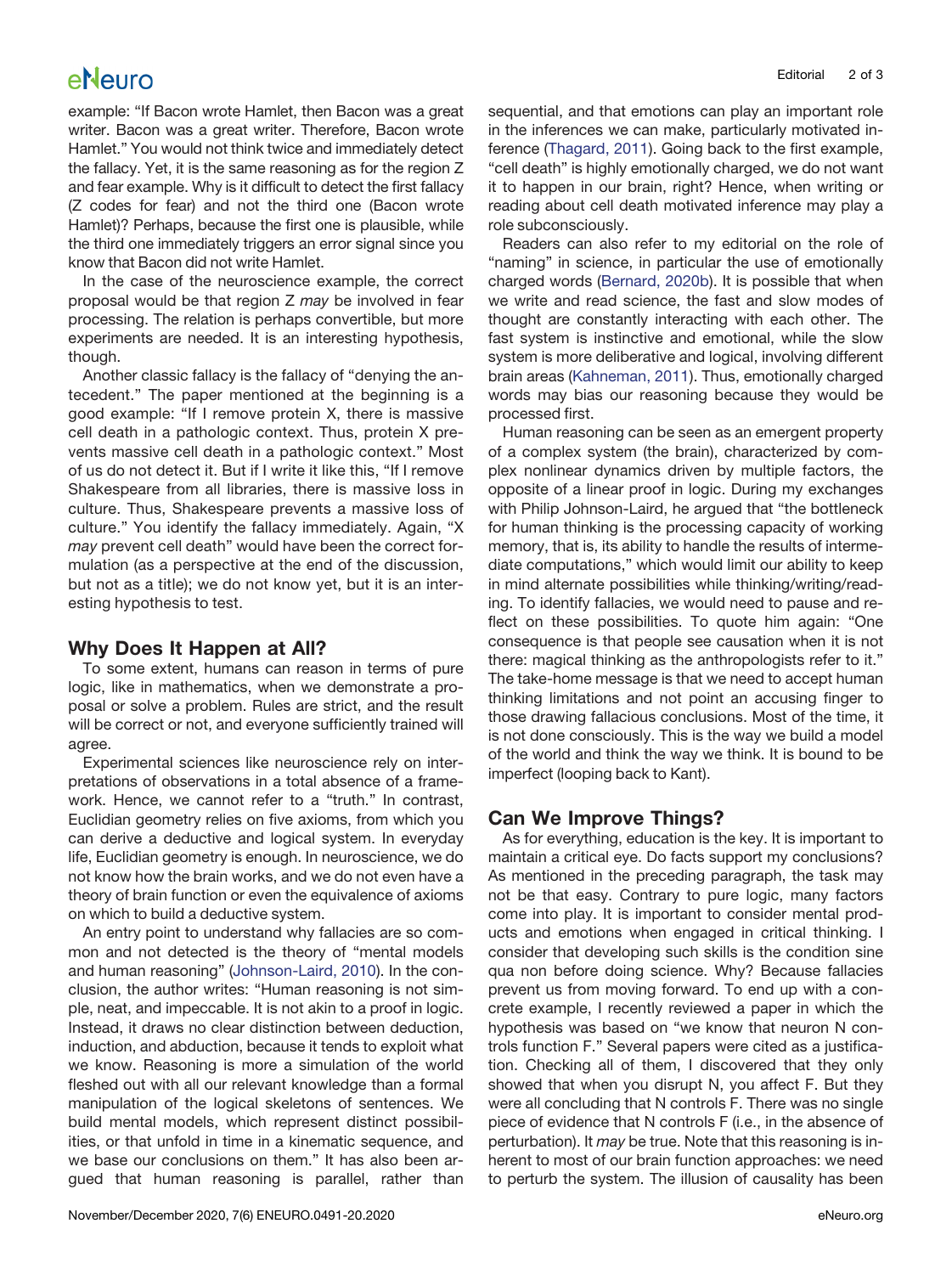example: "If Bacon wrote Hamlet, then Bacon was a great writer. Bacon was a great writer. Therefore, Bacon wrote Hamlet." You would not think twice and immediately detect the fallacy. Yet, it is the same reasoning as for the region Z and fear example. Why is it difficult to detect the first fallacy (Z codes for fear) and not the third one (Bacon wrote Hamlet)? Perhaps, because the first one is plausible, while the third one immediately triggers an error signal since you know that Bacon did not write Hamlet.

In the case of the neuroscience example, the correct proposal would be that region Z *may* be involved in fear processing. The relation is perhaps convertible, but more experiments are needed. It is an interesting hypothesis, though.

Another classic fallacy is the fallacy of "denying the antecedent." The paper mentioned at the beginning is a good example: "If I remove protein X, there is massive cell death in a pathologic context. Thus, protein X prevents massive cell death in a pathologic context." Most of us do not detect it. But if I write it like this, "If I remove Shakespeare from all libraries, there is massive loss in culture. Thus, Shakespeare prevents a massive loss of culture." You identify the fallacy immediately. Again, "X *may* prevent cell death" would have been the correct formulation (as a perspective at the end of the discussion, but not as a title); we do not know yet, but it is an interesting hypothesis to test.

## Why Does It Happen at All?

To some extent, humans can reason in terms of pure logic, like in mathematics, when we demonstrate a proposal or solve a problem. Rules are strict, and the result will be correct or not, and everyone sufficiently trained will agree.

Experimental sciences like neuroscience rely on interpretations of observations in a total absence of a framework. Hence, we cannot refer to a "truth." In contrast, Euclidian geometry relies on five axioms, from which you can derive a deductive and logical system. In everyday life, Euclidian geometry is enough. In neuroscience, we do not know how the brain works, and we do not even have a theory of brain function or even the equivalence of axioms on which to build a deductive system.

An entry point to understand why fallacies are so common and not detected is the theory of "mental models and human reasoning" (Johnson-Laird, 2010). In the conclusion, the author writes: "Human reasoning is not simple, neat, and impeccable. It is not akin to a proof in logic. Instead, it draws no clear distinction between deduction, induction, and abduction, because it tends to exploit what we know. Reasoning is more a simulation of the world fleshed out with all our relevant knowledge than a formal manipulation of the logical skeletons of sentences. We build mental models, which represent distinct possibilities, or that unfold in time in a kinematic sequence, and we base our conclusions on them." It has also been argued that human reasoning is parallel, rather than sequential, and that emotions can play an important role in the inferences we can make, particularly motivated inference (Thagard, 2011). Going back to the first example, "cell death" is highly emotionally charged, we do not want it to happen in our brain, right? Hence, when writing or reading about cell death motivated inference may play a role subconsciously.

Readers can also refer to my editorial on the role of "naming" in science, in particular the use of emotionally charged words (Bernard, 2020b). It is possible that when we write and read science, the fast and slow modes of thought are constantly interacting with each other. The fast system is instinctive and emotional, while the slow system is more deliberative and logical, involving different brain areas (Kahneman, 2011). Thus, emotionally charged words may bias our reasoning because they would be processed first.

Human reasoning can be seen as an emergent property of a complex system (the brain), characterized by complex nonlinear dynamics driven by multiple factors, the opposite of a linear proof in logic. During my exchanges with Philip Johnson-Laird, he argued that "the bottleneck for human thinking is the processing capacity of working memory, that is, its ability to handle the results of intermediate computations," which would limit our ability to keep in mind alternate possibilities while thinking/writing/reading. To identify fallacies, we would need to pause and reflect on these possibilities. To quote him again: "One consequence is that people see causation when it is not there: magical thinking as the anthropologists refer to it." The take-home message is that we need to accept human thinking limitations and not point an accusing finger to those drawing fallacious conclusions. Most of the time, it is not done consciously. This is the way we build a model of the world and think the way we think. It is bound to be imperfect (looping back to Kant).

## Can We Improve Things?

As for everything, education is the key. It is important to maintain a critical eye. Do facts support my conclusions? As mentioned in the preceding paragraph, the task may not be that easy. Contrary to pure logic, many factors come into play. It is important to consider mental products and emotions when engaged in critical thinking. I consider that developing such skills is the condition sine qua non before doing science. Why? Because fallacies prevent us from moving forward. To end up with a concrete example, I recently reviewed a paper in which the hypothesis was based on "we know that neuron N controls function F." Several papers were cited as a justification. Checking all of them, I discovered that they only showed that when you disrupt N, you affect F. But they were all concluding that N controls F. There was no single piece of evidence that N controls F (i.e., in the absence of perturbation). It *may* be true. Note that this reasoning is inherent to most of our brain function approaches: we need to perturb the system. The illusion of causality has been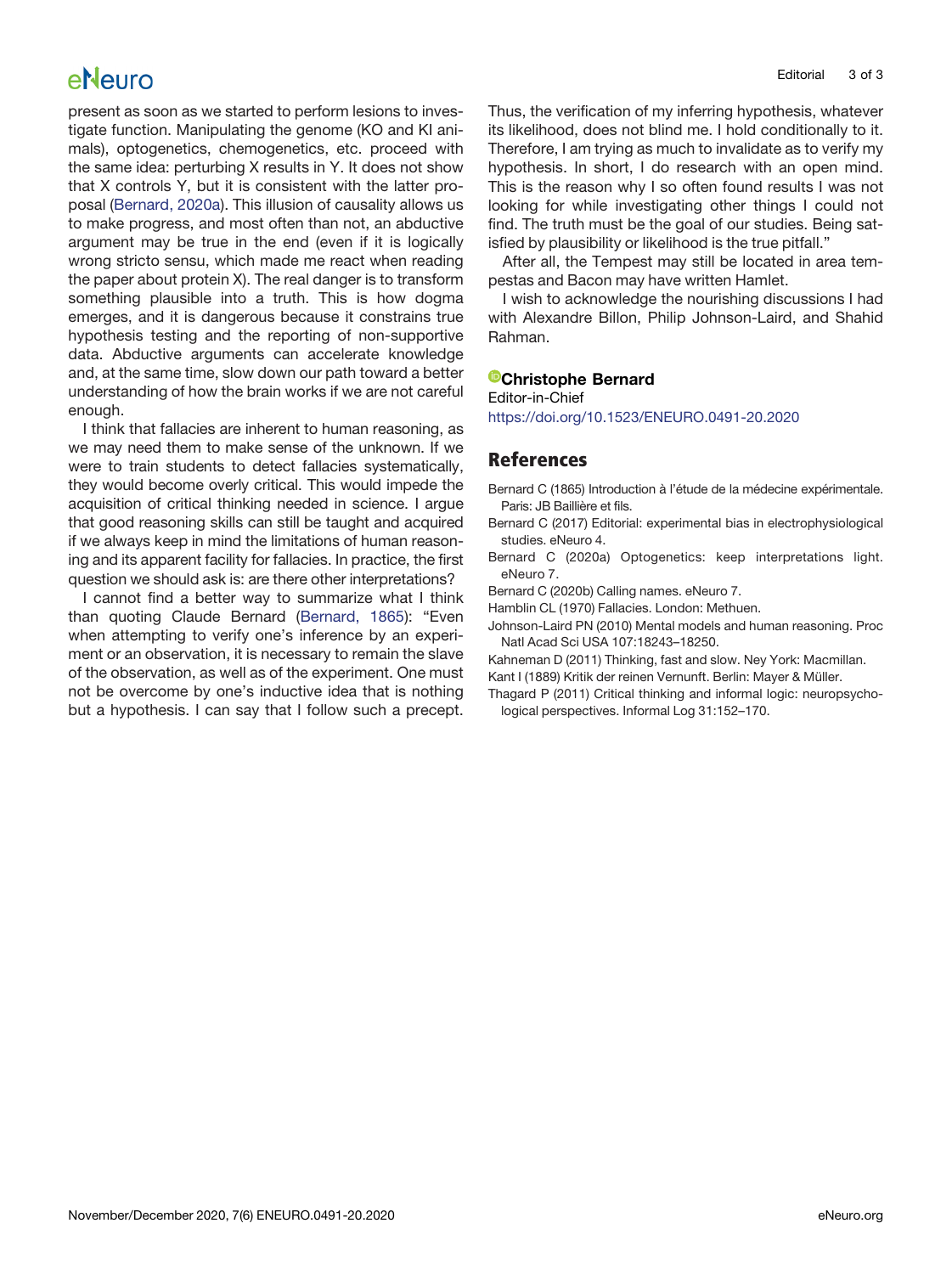present as soon as we started to perform lesions to investigate function. Manipulating the genome (KO and KI animals), optogenetics, chemogenetics, etc. proceed with the same idea: perturbing X results in Y. It does not show that X controls Y, but it is consistent with the latter proposal (Bernard, 2020a). This illusion of causality allows us to make progress, and most often than not, an abductive argument may be true in the end (even if it is logically wrong stricto sensu, which made me react when reading the paper about protein X). The real danger is to transform something plausible into a truth. This is how dogma emerges, and it is dangerous because it constrains true hypothesis testing and the reporting of non-supportive data. Abductive arguments can accelerate knowledge and, at the same time, slow down our path toward a better understanding of how the brain works if we are not careful enough.

I think that fallacies are inherent to human reasoning, as we may need them to make sense of the unknown. If we were to train students to detect fallacies systematically, they would become overly critical. This would impede the acquisition of critical thinking needed in science. I argue that good reasoning skills can still be taught and acquired if we always keep in mind the limitations of human reasoning and its apparent facility for fallacies. In practice, the first question we should ask is: are there other interpretations?

I cannot find a better way to summarize what I think than quoting Claude Bernard (Bernard, 1865): "Even when attempting to verify one's inference by an experiment or an observation, it is necessary to remain the slave of the observation, as well as of the experiment. One must not be overcome by one's inductive idea that is nothing but a hypothesis. I can say that I follow such a precept. Thus, the verification of my inferring hypothesis, whatever its likelihood, does not blind me. I hold conditionally to it. Therefore, I am trying as much to invalidate as to verify my hypothesis. In short, I do research with an open mind. This is the reason why I so often found results I was not looking for while investigating other things I could not find. The truth must be the goal of our studies. Being satisfied by plausibility or likelihood is the true pitfall."

After all, the Tempest may still be located in area tempestas and Bacon may have written Hamlet.

I wish to acknowledge the nourishing discussions I had with Alexandre Billon, Philip Johnson-Laird, and Shahid Rahman.

**Christophe Bernard**
Editor-in-Chief
https://doi.org/10.1523/ENEURO.0491-20.2020

## References

Bernard C (1865) Introduction à l'étude de la médecine expérimentale. Paris: JB Baillière et fils.

Bernard C (2017) Editorial: experimental bias in electrophysiological studies. eNeuro 4.

Bernard C (2020a) Optogenetics: keep interpretations light. eNeuro 7.

Bernard C (2020b) Calling names. eNeuro 7.

Hamblin CL (1970) Fallacies. London: Methuen.

Johnson-Laird PN (2010) Mental models and human reasoning. Proc Natl Acad Sci USA 107:18243–18250.

Kahneman D (2011) Thinking, fast and slow. Ney York: Macmillan.

Kant I (1889) Kritik der reinen Vernunft. Berlin: Mayer & Müller.

Thagard P (2011) Critical thinking and informal logic: neuropsychological perspectives. Informal Log 31:152–170.